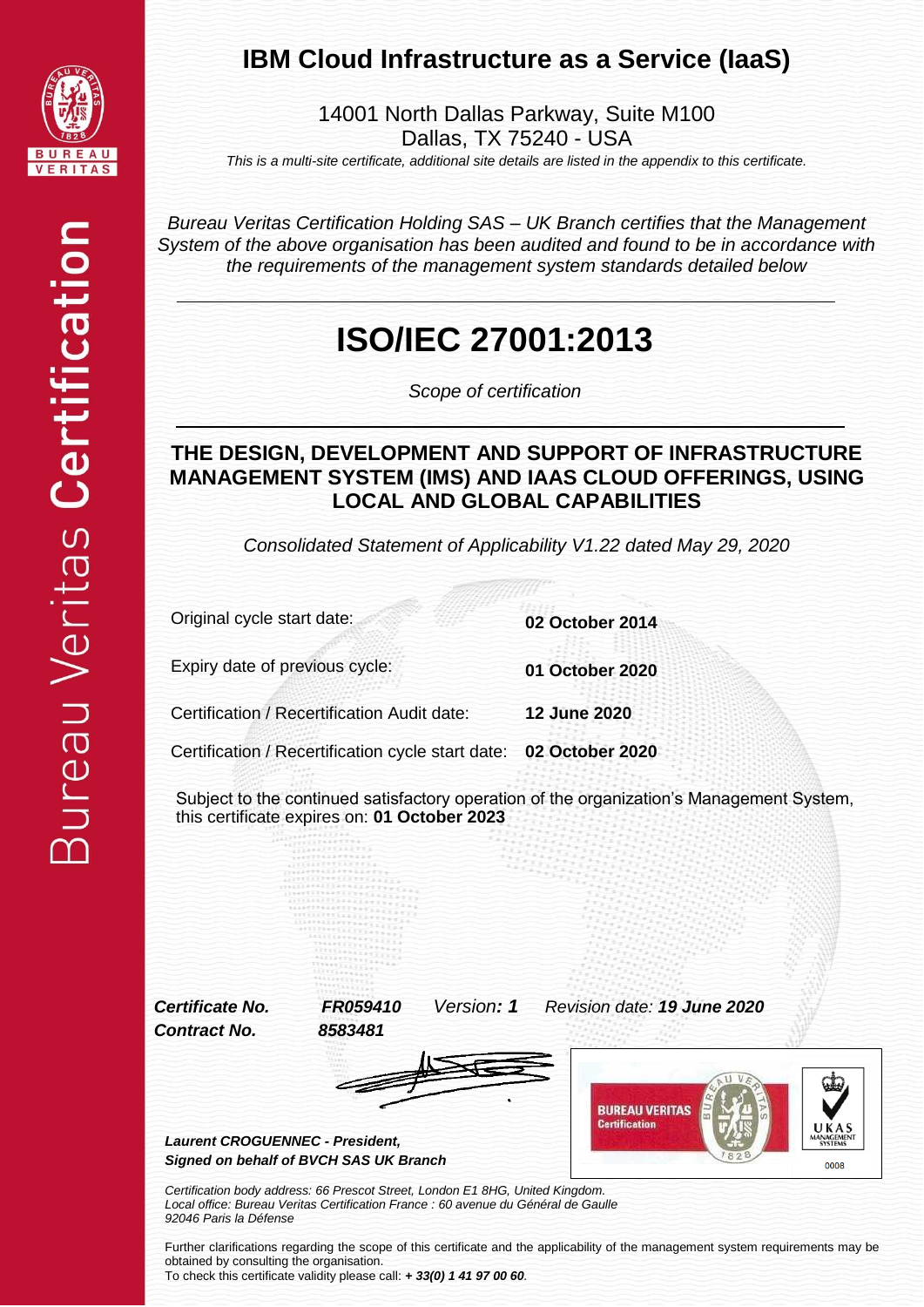# IBM Cloud Infrastructure as a Service (IaaS)

14001 North Dallas Parkway, Suite M100
Dallas, TX 75240 - USA

*This is a multi-site certificate, additional site details are listed in the appendix to this certificate.*

*Bureau Veritas Certification Holding SAS – UK Branch certifies that the Management System of the above organisation has been audited and found to be in accordance with the requirements of the management system standards detailed below*

# ISO/IEC 27001:2013

*Scope of certification*

## THE DESIGN, DEVELOPMENT AND SUPPORT OF INFRASTRUCTURE MANAGEMENT SYSTEM (IMS) AND IAAS CLOUD OFFERINGS, USING LOCAL AND GLOBAL CAPABILITIES

*Consolidated Statement of Applicability V1.22 dated May 29, 2020*

| | |
|---|---|
| Original cycle start date: | **02 October 2014** |
| Expiry date of previous cycle: | **01 October 2020** |
| Certification / Recertification Audit date: | **12 June 2020** |
| Certification / Recertification cycle start date: | **02 October 2020** |

Subject to the continued satisfactory operation of the organization's Management System, this certificate expires on: **01 October 2023**

***Certificate No.*** ***FR059410*** *Version**: 1*** *Revision date: **19 June 2020***
***Contract No.*** ***8583481***

***Laurent CROGUENNEC - President,***
***Signed on behalf of BVCH SAS UK Branch***

BUREAU VERITAS Certification

UKAS MANAGEMENT SYSTEMS 0008

*Certification body address: 66 Prescot Street, London E1 8HG, United Kingdom.*
*Local office: Bureau Veritas Certification France : 60 avenue du Général de Gaulle 92046 Paris la Défense*

Further clarifications regarding the scope of this certificate and the applicability of the management system requirements may be obtained by consulting the organisation.
To check this certificate validity please call: ***+ 33(0) 1 41 97 00 60***.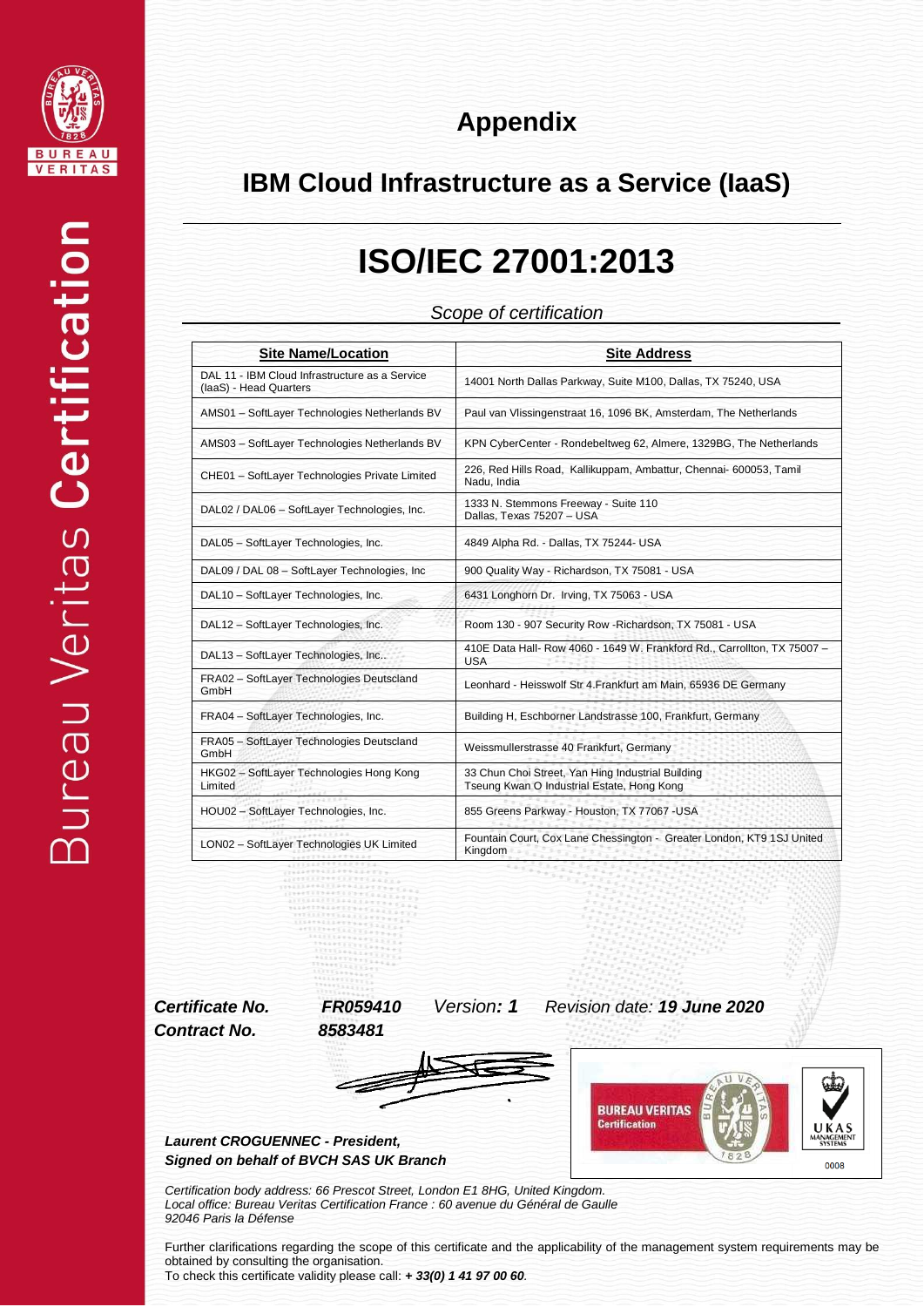# Appendix

## IBM Cloud Infrastructure as a Service (IaaS)

# ISO/IEC 27001:2013

*Scope of certification*

| Site Name/Location | Site Address |
|---|---|
| DAL 11 - IBM Cloud Infrastructure as a Service (IaaS) - Head Quarters | 14001 North Dallas Parkway, Suite M100, Dallas, TX 75240, USA |
| AMS01 – SoftLayer Technologies Netherlands BV | Paul van Vlissingenstraat 16, 1096 BK, Amsterdam, The Netherlands |
| AMS03 – SoftLayer Technologies Netherlands BV | KPN CyberCenter - Rondebeltweg 62, Almere, 1329BG, The Netherlands |
| CHE01 – SoftLayer Technologies Private Limited | 226, Red Hills Road, Kallikuppam, Ambattur, Chennai- 600053, Tamil Nadu, India |
| DAL02 / DAL06 – SoftLayer Technologies, Inc. | 1333 N. Stemmons Freeway - Suite 110 Dallas, Texas 75207 – USA |
| DAL05 – SoftLayer Technologies, Inc. | 4849 Alpha Rd. - Dallas, TX 75244- USA |
| DAL09 / DAL 08 – SoftLayer Technologies, Inc | 900 Quality Way - Richardson, TX 75081 - USA |
| DAL10 – SoftLayer Technologies, Inc. | 6431 Longhorn Dr. Irving, TX 75063 - USA |
| DAL12 – SoftLayer Technologies, Inc. | Room 130 - 907 Security Row -Richardson, TX 75081 - USA |
| DAL13 – SoftLayer Technologies, Inc.. | 410E Data Hall- Row 4060 - 1649 W. Frankford Rd., Carrollton, TX 75007 – USA |
| FRA02 – SoftLayer Technologies Deutscland GmbH | Leonhard - Heisswolf Str 4.Frankfurt am Main, 65936 DE Germany |
| FRA04 – SoftLayer Technologies, Inc. | Building H, Eschborner Landstrasse 100, Frankfurt, Germany |
| FRA05 – SoftLayer Technologies Deutscland GmbH | Weissmullerstrasse 40 Frankfurt, Germany |
| HKG02 – SoftLayer Technologies Hong Kong Limited | 33 Chun Choi Street, Yan Hing Industrial Building Tseung Kwan O Industrial Estate, Hong Kong |
| HOU02 – SoftLayer Technologies, Inc. | 855 Greens Parkway - Houston, TX 77067 -USA |
| LON02 – SoftLayer Technologies UK Limited | Fountain Court, Cox Lane Chessington - Greater London, KT9 1SJ United Kingdom |

***Certificate No.*** ***FR059410*** *Version*: ***1*** *Revision date:* ***19 June 2020***

***Contract No.*** ***8583481***

***Laurent CROGUENNEC - President,***
***Signed on behalf of BVCH SAS UK Branch***

*Certification body address: 66 Prescot Street, London E1 8HG, United Kingdom.*
*Local office: Bureau Veritas Certification France : 60 avenue du Général de Gaulle 92046 Paris la Défense*

Further clarifications regarding the scope of this certificate and the applicability of the management system requirements may be obtained by consulting the organisation.
To check this certificate validity please call: ***+ 33(0) 1 41 97 00 60***.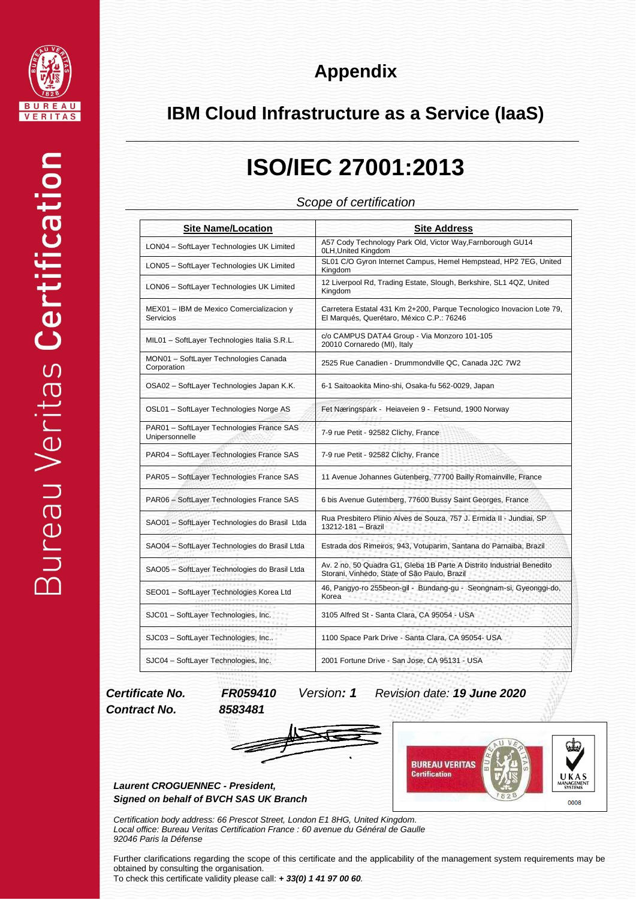# Appendix

## IBM Cloud Infrastructure as a Service (IaaS)

# ISO/IEC 27001:2013

*Scope of certification*

| Site Name/Location | Site Address |
|---|---|
| LON04 – SoftLayer Technologies UK Limited | A57 Cody Technology Park Old, Victor Way,Farnborough GU14 0LH,United Kingdom |
| LON05 – SoftLayer Technologies UK Limited | SL01 C/O Gyron Internet Campus, Hemel Hempstead, HP2 7EG, United Kingdom |
| LON06 – SoftLayer Technologies UK Limited | 12 Liverpool Rd, Trading Estate, Slough, Berkshire, SL1 4QZ, United Kingdom |
| MEX01 – IBM de Mexico Comercializacion y Servicios | Carretera Estatal 431 Km 2+200, Parque Tecnologico Inovacion Lote 79, El Marqués, Querétaro, México C.P.: 76246 |
| MIL01 – SoftLayer Technologies Italia S.R.L. | c/o CAMPUS DATA4 Group - Via Monzoro 101-105 20010 Cornaredo (MI), Italy |
| MON01 – SoftLayer Technologies Canada Corporation | 2525 Rue Canadien - Drummondville QC, Canada J2C 7W2 |
| OSA02 – SoftLayer Technologies Japan K.K. | 6-1 Saitoaokita Mino-shi, Osaka-fu 562-0029, Japan |
| OSL01 – SoftLayer Technologies Norge AS | Fet Næringspark - Heiaveien 9 - Fetsund, 1900 Norway |
| PAR01 – SoftLayer Technologies France SAS Unipersonnelle | 7-9 rue Petit - 92582 Clichy, France |
| PAR04 – SoftLayer Technologies France SAS | 7-9 rue Petit - 92582 Clichy, France |
| PAR05 – SoftLayer Technologies France SAS | 11 Avenue Johannes Gutenberg, 77700 Bailly Romainville, France |
| PAR06 – SoftLayer Technologies France SAS | 6 bis Avenue Gutemberg, 77600 Bussy Saint Georges, France |
| SAO01 – SoftLayer Technologies do Brasil Ltda | Rua Presbitero Plinio Alves de Souza, 757 J. Ermida II - Jundiai, SP 13212-181 – Brazil |
| SAO04 – SoftLayer Technologies do Brasil Ltda | Estrada dos Rimeiros, 943, Votuparim, Santana do Parnaiba, Brazil |
| SAO05 – SoftLayer Technologies do Brasil Ltda | Av. 2 no. 50 Quadra G1, Gleba 1B Parte A Distrito Industrial Benedito Storani, Vinhedo, State of São Paulo, Brazil |
| SEO01 – SoftLayer Technologies Korea Ltd | 46, Pangyo-ro 255beon-gil - Bundang-gu - Seongnam-si, Gyeonggi-do, Korea |
| SJC01 – SoftLayer Technologies, Inc. | 3105 Alfred St - Santa Clara, CA 95054 - USA |
| SJC03 – SoftLayer Technologies, Inc.. | 1100 Space Park Drive - Santa Clara, CA 95054- USA |
| SJC04 – SoftLayer Technologies, Inc. | 2001 Fortune Drive - San Jose, CA 95131 - USA |

***Certificate No.*** ***FR059410*** *Version**: 1*** *Revision date: **19 June 2020***

***Contract No.*** ***8583481***

***Laurent CROGUENNEC - President,***
***Signed on behalf of BVCH SAS UK Branch***

*Certification body address: 66 Prescot Street, London E1 8HG, United Kingdom.*
*Local office: Bureau Veritas Certification France : 60 avenue du Général de Gaulle 92046 Paris la Défense*

Further clarifications regarding the scope of this certificate and the applicability of the management system requirements may be obtained by consulting the organisation.
To check this certificate validity please call: ***+ 33(0) 1 41 97 00 60***.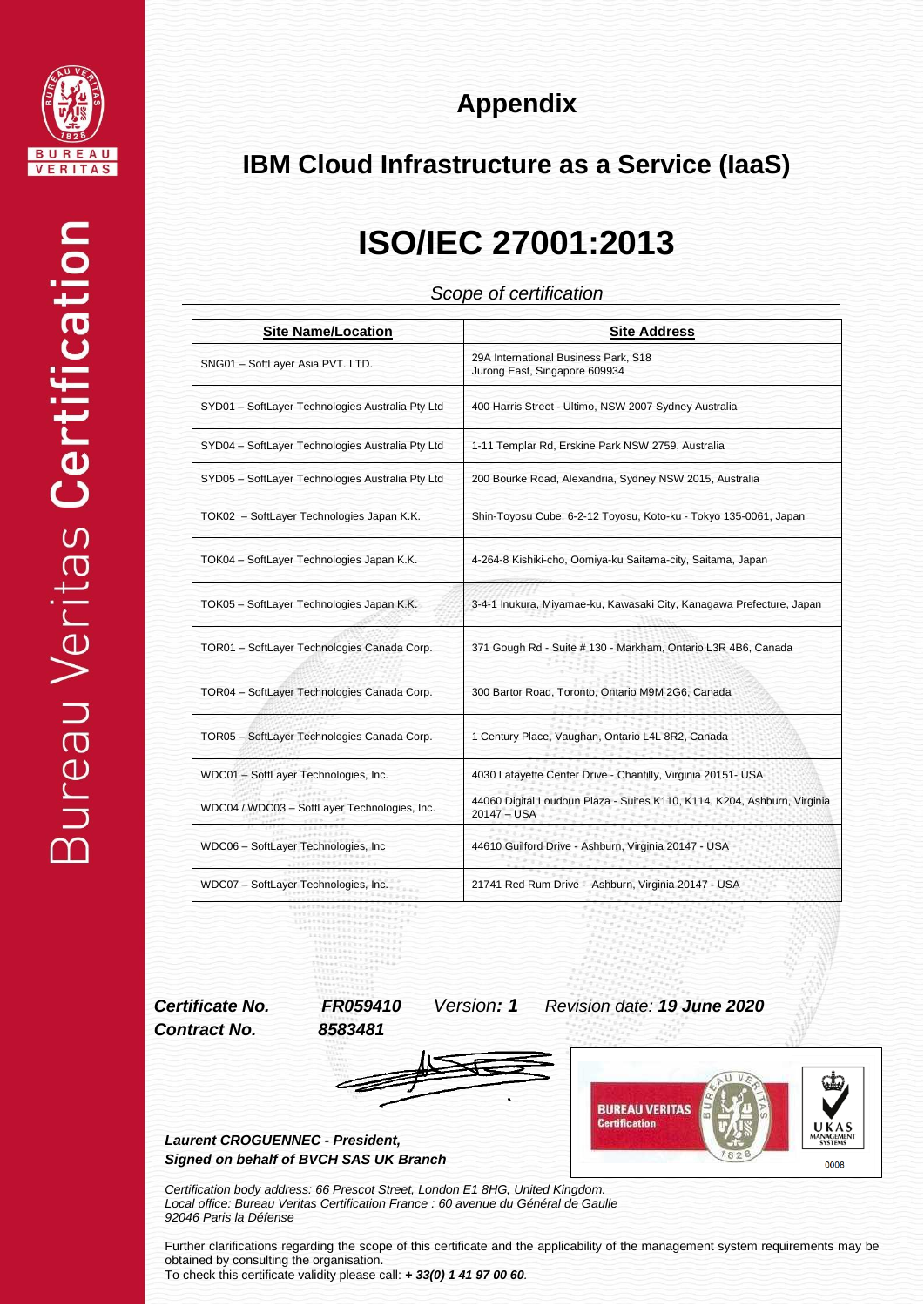# Appendix

## IBM Cloud Infrastructure as a Service (IaaS)

# ISO/IEC 27001:2013

*Scope of certification*

| Site Name/Location | Site Address |
|---|---|
| SNG01 – SoftLayer Asia PVT. LTD. | 29A International Business Park, S18 Jurong East, Singapore 609934 |
| SYD01 – SoftLayer Technologies Australia Pty Ltd | 400 Harris Street - Ultimo, NSW 2007 Sydney Australia |
| SYD04 – SoftLayer Technologies Australia Pty Ltd | 1-11 Templar Rd, Erskine Park NSW 2759, Australia |
| SYD05 – SoftLayer Technologies Australia Pty Ltd | 200 Bourke Road, Alexandria, Sydney NSW 2015, Australia |
| TOK02 – SoftLayer Technologies Japan K.K. | Shin-Toyosu Cube, 6-2-12 Toyosu, Koto-ku - Tokyo 135-0061, Japan |
| TOK04 – SoftLayer Technologies Japan K.K. | 4-264-8 Kishiki-cho, Oomiya-ku Saitama-city, Saitama, Japan |
| TOK05 – SoftLayer Technologies Japan K.K. | 3-4-1 Inukura, Miyamae-ku, Kawasaki City, Kanagawa Prefecture, Japan |
| TOR01 – SoftLayer Technologies Canada Corp. | 371 Gough Rd - Suite # 130 - Markham, Ontario L3R 4B6, Canada |
| TOR04 – SoftLayer Technologies Canada Corp. | 300 Bartor Road, Toronto, Ontario M9M 2G6, Canada |
| TOR05 – SoftLayer Technologies Canada Corp. | 1 Century Place, Vaughan, Ontario L4L 8R2, Canada |
| WDC01 – SoftLayer Technologies, Inc. | 4030 Lafayette Center Drive - Chantilly, Virginia 20151- USA |
| WDC04 / WDC03 – SoftLayer Technologies, Inc. | 44060 Digital Loudoun Plaza - Suites K110, K114, K204, Ashburn, Virginia 20147 – USA |
| WDC06 – SoftLayer Technologies, Inc | 44610 Guilford Drive - Ashburn, Virginia 20147 - USA |
| WDC07 – SoftLayer Technologies, Inc. | 21741 Red Rum Drive - Ashburn, Virginia 20147 - USA |

***Certificate No.*** ***FR059410*** *Version:* ***1*** *Revision date:* ***19 June 2020***

***Contract No.*** ***8583481***

***Laurent CROGUENNEC - President,***
***Signed on behalf of BVCH SAS UK Branch***

*Certification body address: 66 Prescot Street, London E1 8HG, United Kingdom.*
*Local office: Bureau Veritas Certification France : 60 avenue du Général de Gaulle 92046 Paris la Défense*

Further clarifications regarding the scope of this certificate and the applicability of the management system requirements may be obtained by consulting the organisation.
To check this certificate validity please call: ***+ 33(0) 1 41 97 00 60***.